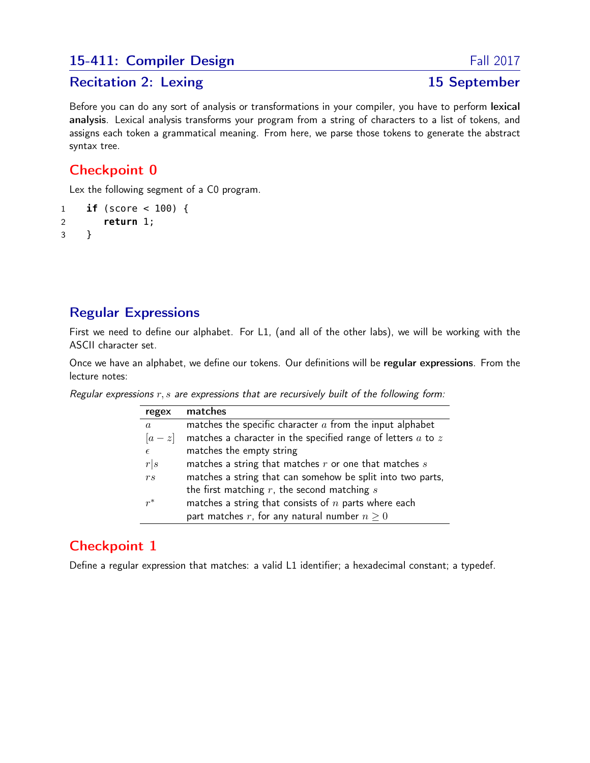# 15-411: Compiler Design — Fall 2017

## Recitation 2: Lexing — 15 September

Before you can do any sort of analysis or transformations in your compiler, you have to perform **lexical analysis**. Lexical analysis transforms your program from a string of characters to a list of tokens, and assigns each token a grammatical meaning. From here, we parse those tokens to generate the abstract syntax tree.

## Checkpoint 0

Lex the following segment of a C0 program.

```
1   if (score < 100) {
2       return 1;
3   }
```

## Regular Expressions

First we need to define our alphabet. For L1, (and all of the other labs), we will be working with the ASCII character set.

Once we have an alphabet, we define our tokens. Our definitions will be **regular expressions**. From the lecture notes:

*Regular expressions $r, s$ are expressions that are recursively built of the following form:*

| regex | matches |
|---|---|
| $a$ | matches the specific character $a$ from the input alphabet |
| $[a-z]$ | matches a character in the specified range of letters $a$ to $z$ |
| $\epsilon$ | matches the empty string |
| $r\|s$ | matches a string that matches $r$ or one that matches $s$ |
| $rs$ | matches a string that can somehow be split into two parts, the first matching $r$, the second matching $s$ |
| $r^*$ | matches a string that consists of $n$ parts where each part matches $r$, for any natural number $n \geq 0$ |

## Checkpoint 1

Define a regular expression that matches: a valid L1 identifier; a hexadecimal constant; a typedef.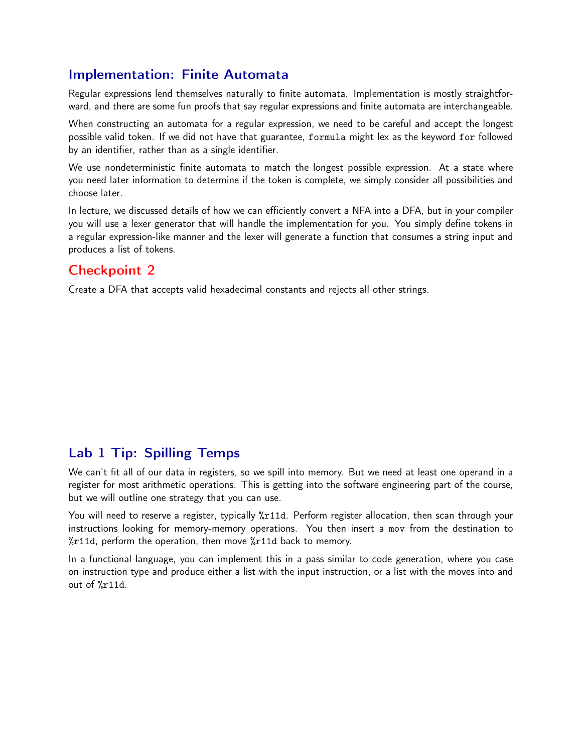## Implementation: Finite Automata

Regular expressions lend themselves naturally to finite automata. Implementation is mostly straightforward, and there are some fun proofs that say regular expressions and finite automata are interchangeable.

When constructing an automata for a regular expression, we need to be careful and accept the longest possible valid token. If we did not have that guarantee, `formula` might lex as the keyword `for` followed by an identifier, rather than as a single identifier.

We use nondeterministic finite automata to match the longest possible expression. At a state where you need later information to determine if the token is complete, we simply consider all possibilities and choose later.

In lecture, we discussed details of how we can efficiently convert a NFA into a DFA, but in your compiler you will use a lexer generator that will handle the implementation for you. You simply define tokens in a regular expression-like manner and the lexer will generate a function that consumes a string input and produces a list of tokens.

## Checkpoint 2

Create a DFA that accepts valid hexadecimal constants and rejects all other strings.

## Lab 1 Tip: Spilling Temps

We can't fit all of our data in registers, so we spill into memory. But we need at least one operand in a register for most arithmetic operations. This is getting into the software engineering part of the course, but we will outline one strategy that you can use.

You will need to reserve a register, typically `%r11d`. Perform register allocation, then scan through your instructions looking for memory-memory operations. You then insert a `mov` from the destination to `%r11d`, perform the operation, then move `%r11d` back to memory.

In a functional language, you can implement this in a pass similar to code generation, where you case on instruction type and produce either a list with the input instruction, or a list with the moves into and out of `%r11d`.